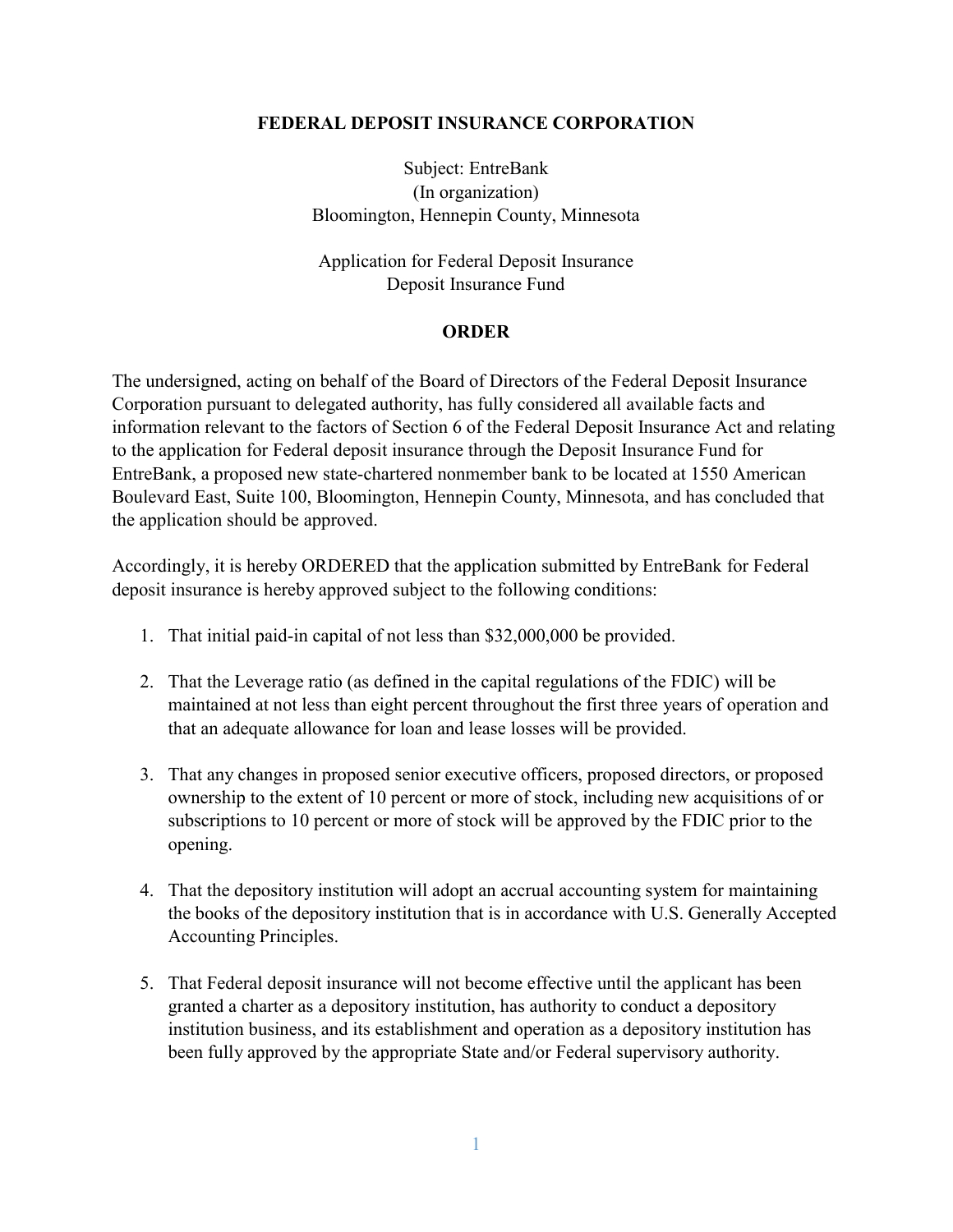**FEDERAL DEPOSIT INSURANCE CORPORATION**

Subject: EntreBank
(In organization)
Bloomington, Hennepin County, Minnesota

Application for Federal Deposit Insurance
Deposit Insurance Fund

**ORDER**

The undersigned, acting on behalf of the Board of Directors of the Federal Deposit Insurance Corporation pursuant to delegated authority, has fully considered all available facts and information relevant to the factors of Section 6 of the Federal Deposit Insurance Act and relating to the application for Federal deposit insurance through the Deposit Insurance Fund for EntreBank, a proposed new state-chartered nonmember bank to be located at 1550 American Boulevard East, Suite 100, Bloomington, Hennepin County, Minnesota, and has concluded that the application should be approved.

Accordingly, it is hereby ORDERED that the application submitted by EntreBank for Federal deposit insurance is hereby approved subject to the following conditions:

1. That initial paid-in capital of not less than $32,000,000 be provided.

2. That the Leverage ratio (as defined in the capital regulations of the FDIC) will be maintained at not less than eight percent throughout the first three years of operation and that an adequate allowance for loan and lease losses will be provided.

3. That any changes in proposed senior executive officers, proposed directors, or proposed ownership to the extent of 10 percent or more of stock, including new acquisitions of or subscriptions to 10 percent or more of stock will be approved by the FDIC prior to the opening.

4. That the depository institution will adopt an accrual accounting system for maintaining the books of the depository institution that is in accordance with U.S. Generally Accepted Accounting Principles.

5. That Federal deposit insurance will not become effective until the applicant has been granted a charter as a depository institution, has authority to conduct a depository institution business, and its establishment and operation as a depository institution has been fully approved by the appropriate State and/or Federal supervisory authority.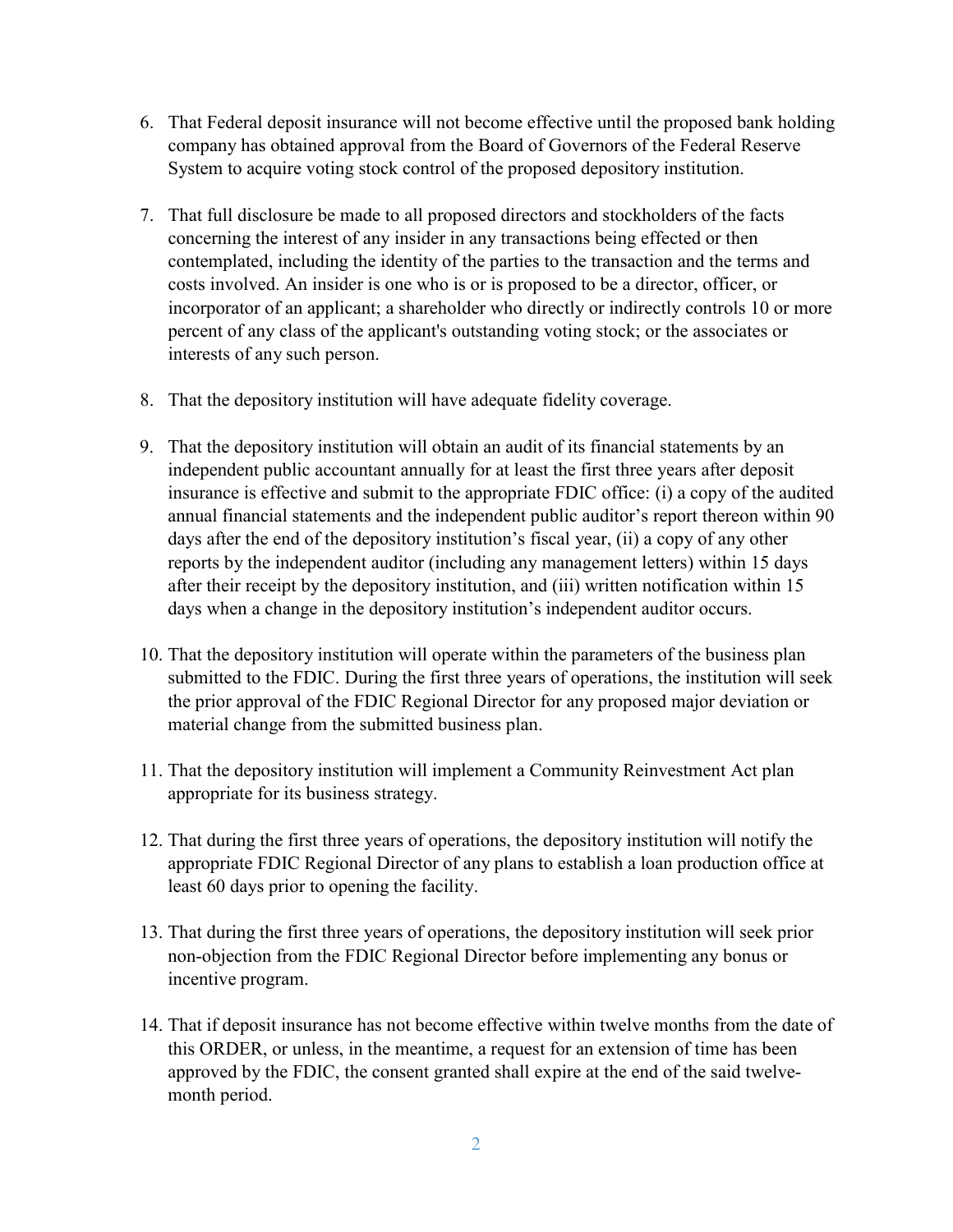6. That Federal deposit insurance will not become effective until the proposed bank holding company has obtained approval from the Board of Governors of the Federal Reserve System to acquire voting stock control of the proposed depository institution.

7. That full disclosure be made to all proposed directors and stockholders of the facts concerning the interest of any insider in any transactions being effected or then contemplated, including the identity of the parties to the transaction and the terms and costs involved. An insider is one who is or is proposed to be a director, officer, or incorporator of an applicant; a shareholder who directly or indirectly controls 10 or more percent of any class of the applicant's outstanding voting stock; or the associates or interests of any such person.

8. That the depository institution will have adequate fidelity coverage.

9. That the depository institution will obtain an audit of its financial statements by an independent public accountant annually for at least the first three years after deposit insurance is effective and submit to the appropriate FDIC office: (i) a copy of the audited annual financial statements and the independent public auditor's report thereon within 90 days after the end of the depository institution's fiscal year, (ii) a copy of any other reports by the independent auditor (including any management letters) within 15 days after their receipt by the depository institution, and (iii) written notification within 15 days when a change in the depository institution's independent auditor occurs.

10. That the depository institution will operate within the parameters of the business plan submitted to the FDIC. During the first three years of operations, the institution will seek the prior approval of the FDIC Regional Director for any proposed major deviation or material change from the submitted business plan.

11. That the depository institution will implement a Community Reinvestment Act plan appropriate for its business strategy.

12. That during the first three years of operations, the depository institution will notify the appropriate FDIC Regional Director of any plans to establish a loan production office at least 60 days prior to opening the facility.

13. That during the first three years of operations, the depository institution will seek prior non-objection from the FDIC Regional Director before implementing any bonus or incentive program.

14. That if deposit insurance has not become effective within twelve months from the date of this ORDER, or unless, in the meantime, a request for an extension of time has been approved by the FDIC, the consent granted shall expire at the end of the said twelve-month period.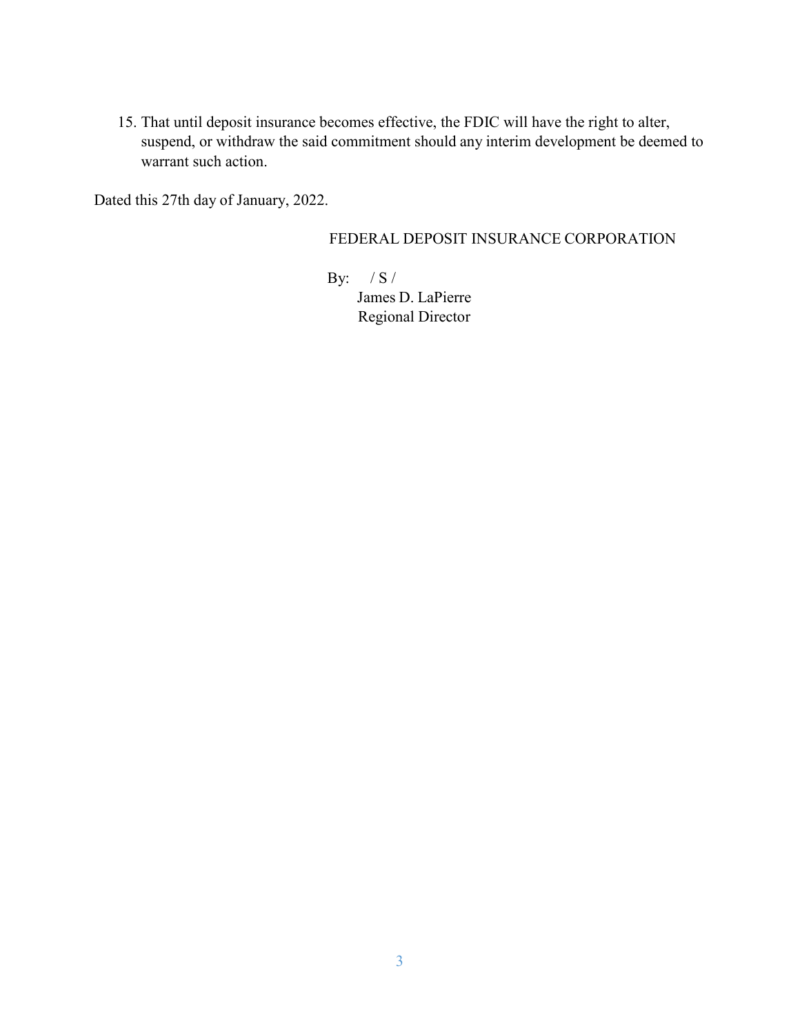15. That until deposit insurance becomes effective, the FDIC will have the right to alter, suspend, or withdraw the said commitment should any interim development be deemed to warrant such action.

Dated this 27th day of January, 2022.

FEDERAL DEPOSIT INSURANCE CORPORATION

By: / S /
James D. LaPierre
Regional Director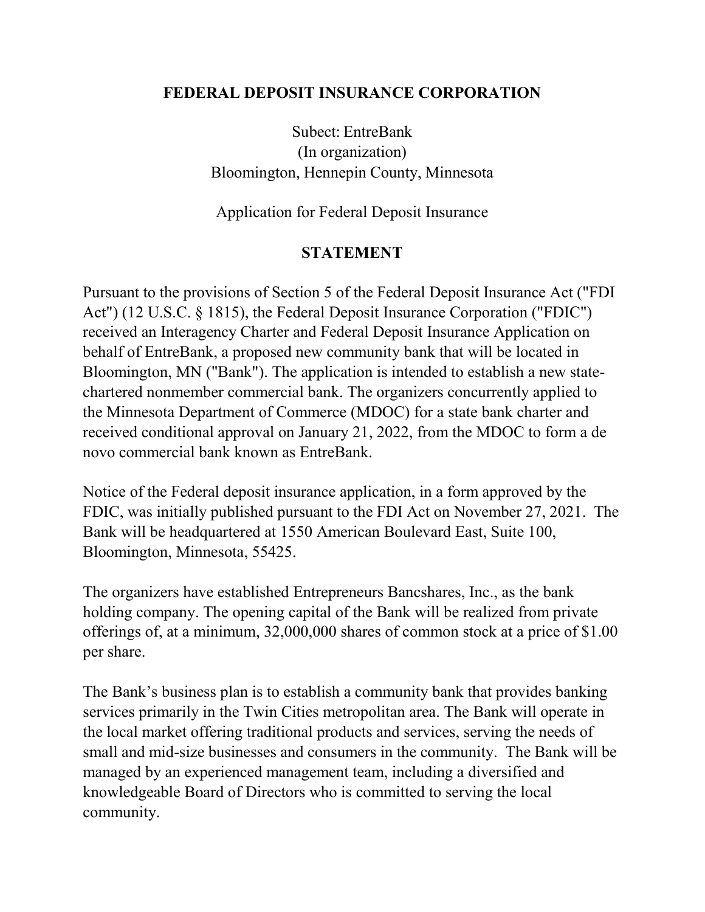**FEDERAL DEPOSIT INSURANCE CORPORATION**

Subect: EntreBank
(In organization)
Bloomington, Hennepin County, Minnesota

Application for Federal Deposit Insurance

**STATEMENT**

Pursuant to the provisions of Section 5 of the Federal Deposit Insurance Act ("FDI Act") (12 U.S.C. § 1815), the Federal Deposit Insurance Corporation ("FDIC") received an Interagency Charter and Federal Deposit Insurance Application on behalf of EntreBank, a proposed new community bank that will be located in Bloomington, MN ("Bank"). The application is intended to establish a new state-chartered nonmember commercial bank. The organizers concurrently applied to the Minnesota Department of Commerce (MDOC) for a state bank charter and received conditional approval on January 21, 2022, from the MDOC to form a de novo commercial bank known as EntreBank.

Notice of the Federal deposit insurance application, in a form approved by the FDIC, was initially published pursuant to the FDI Act on November 27, 2021. The Bank will be headquartered at 1550 American Boulevard East, Suite 100, Bloomington, Minnesota, 55425.

The organizers have established Entrepreneurs Bancshares, Inc., as the bank holding company. The opening capital of the Bank will be realized from private offerings of, at a minimum, 32,000,000 shares of common stock at a price of $1.00 per share.

The Bank's business plan is to establish a community bank that provides banking services primarily in the Twin Cities metropolitan area. The Bank will operate in the local market offering traditional products and services, serving the needs of small and mid-size businesses and consumers in the community. The Bank will be managed by an experienced management team, including a diversified and knowledgeable Board of Directors who is committed to serving the local community.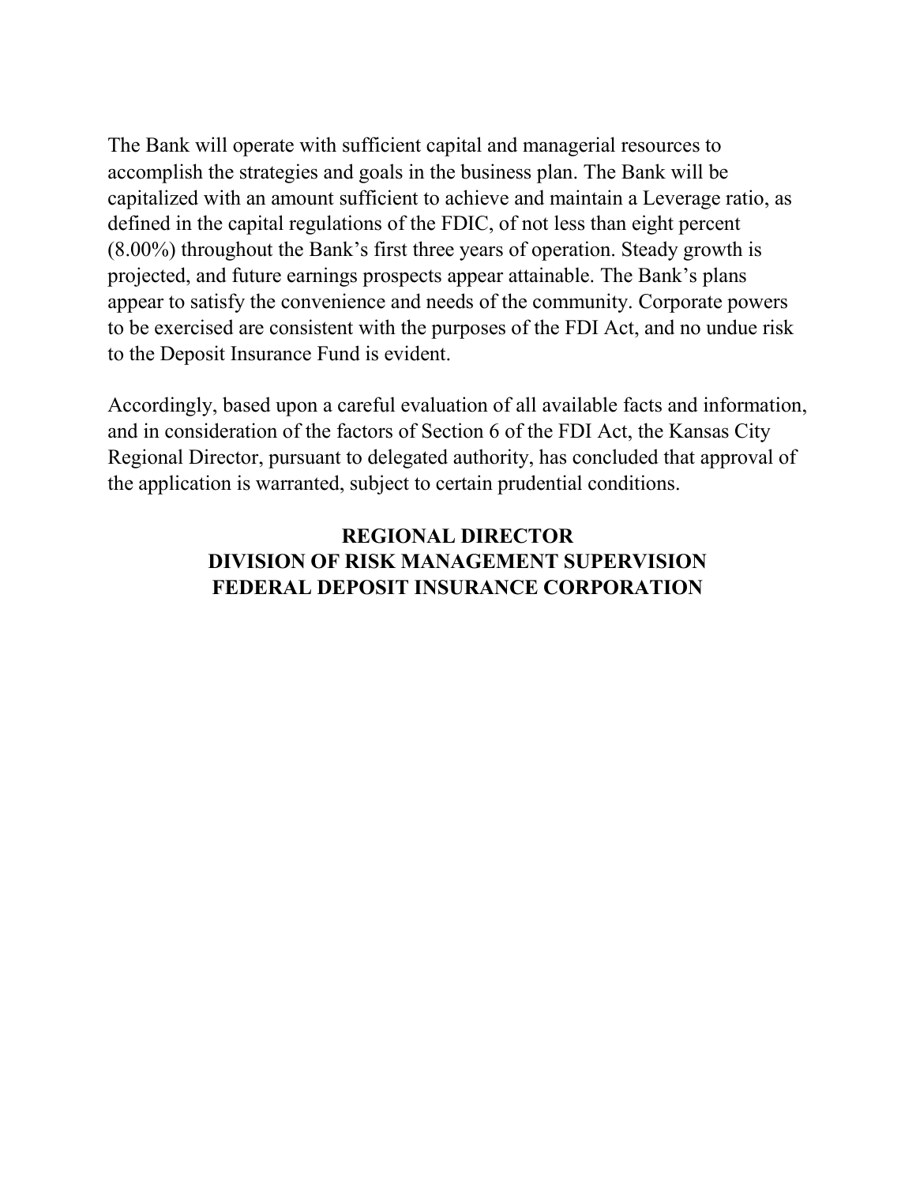The Bank will operate with sufficient capital and managerial resources to accomplish the strategies and goals in the business plan. The Bank will be capitalized with an amount sufficient to achieve and maintain a Leverage ratio, as defined in the capital regulations of the FDIC, of not less than eight percent (8.00%) throughout the Bank's first three years of operation. Steady growth is projected, and future earnings prospects appear attainable. The Bank's plans appear to satisfy the convenience and needs of the community. Corporate powers to be exercised are consistent with the purposes of the FDI Act, and no undue risk to the Deposit Insurance Fund is evident.

Accordingly, based upon a careful evaluation of all available facts and information, and in consideration of the factors of Section 6 of the FDI Act, the Kansas City Regional Director, pursuant to delegated authority, has concluded that approval of the application is warranted, subject to certain prudential conditions.

**REGIONAL DIRECTOR**
**DIVISION OF RISK MANAGEMENT SUPERVISION**
**FEDERAL DEPOSIT INSURANCE CORPORATION**